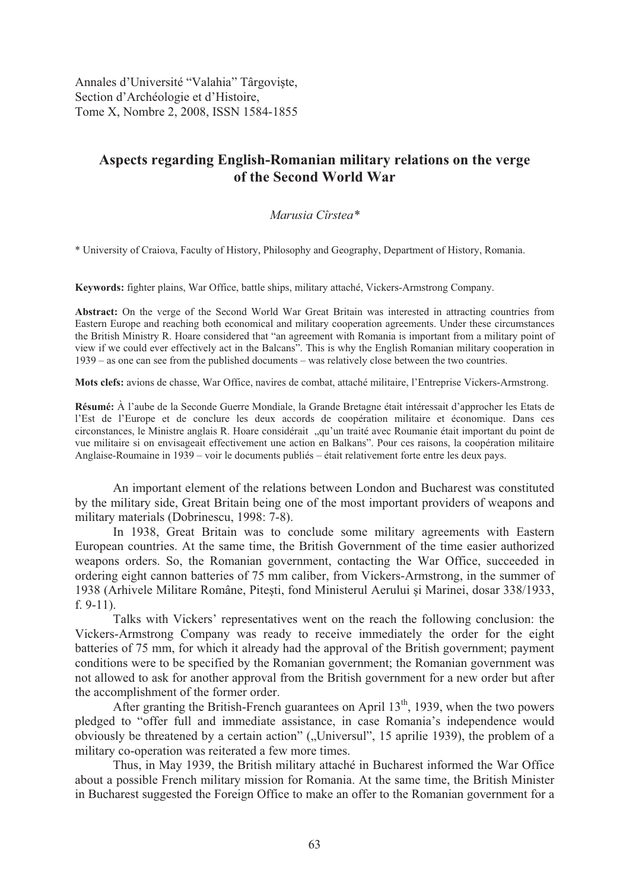Annales d'Université "Valahia" Târgovişte,
Section d'Archéologie et d'Histoire,
Tome X, Nombre 2, 2008, ISSN 1584-1855

# Aspects regarding English-Romanian military relations on the verge of the Second World War

*Marusia Cîrstea\**

\* University of Craiova, Faculty of History, Philosophy and Geography, Department of History, Romania.

**Keywords:** fighter plains, War Office, battle ships, military attaché, Vickers-Armstrong Company.

**Abstract:** On the verge of the Second World War Great Britain was interested in attracting countries from Eastern Europe and reaching both economical and military cooperation agreements. Under these circumstances the British Ministry R. Hoare considered that "an agreement with Romania is important from a military point of view if we could ever effectively act in the Balcans". This is why the English Romanian military cooperation in 1939 – as one can see from the published documents – was relatively close between the two countries.

**Mots clefs:** avions de chasse, War Office, navires de combat, attaché militaire, l'Entreprise Vickers-Armstrong.

**Résumé:** À l'aube de la Seconde Guerre Mondiale, la Grande Bretagne était intéressait d'approcher les Etats de l'Est de l'Europe et de conclure les deux accords de coopération militaire et économique. Dans ces circonstances, le Ministre anglais R. Hoare considérait „qu'un traité avec Roumanie était important du point de vue militaire si on envisageait effectivement une action en Balkans". Pour ces raisons, la coopération militaire Anglaise-Roumaine in 1939 – voir le documents publiés – était relativement forte entre les deux pays.

An important element of the relations between London and Bucharest was constituted by the military side, Great Britain being one of the most important providers of weapons and military materials (Dobrinescu, 1998: 7-8).

In 1938, Great Britain was to conclude some military agreements with Eastern European countries. At the same time, the British Government of the time easier authorized weapons orders. So, the Romanian government, contacting the War Office, succeeded in ordering eight cannon batteries of 75 mm caliber, from Vickers-Armstrong, in the summer of 1938 (Arhivele Militare Române, Piteşti, fond Ministerul Aerului şi Marinei, dosar 338/1933, f. 9-11).

Talks with Vickers' representatives went on the reach the following conclusion: the Vickers-Armstrong Company was ready to receive immediately the order for the eight batteries of 75 mm, for which it already had the approval of the British government; payment conditions were to be specified by the Romanian government; the Romanian government was not allowed to ask for another approval from the British government for a new order but after the accomplishment of the former order.

After granting the British-French guarantees on April 13th, 1939, when the two powers pledged to "offer full and immediate assistance, in case Romania's independence would obviously be threatened by a certain action" („Universul", 15 aprilie 1939), the problem of a military co-operation was reiterated a few more times.

Thus, in May 1939, the British military attaché in Bucharest informed the War Office about a possible French military mission for Romania. At the same time, the British Minister in Bucharest suggested the Foreign Office to make an offer to the Romanian government for a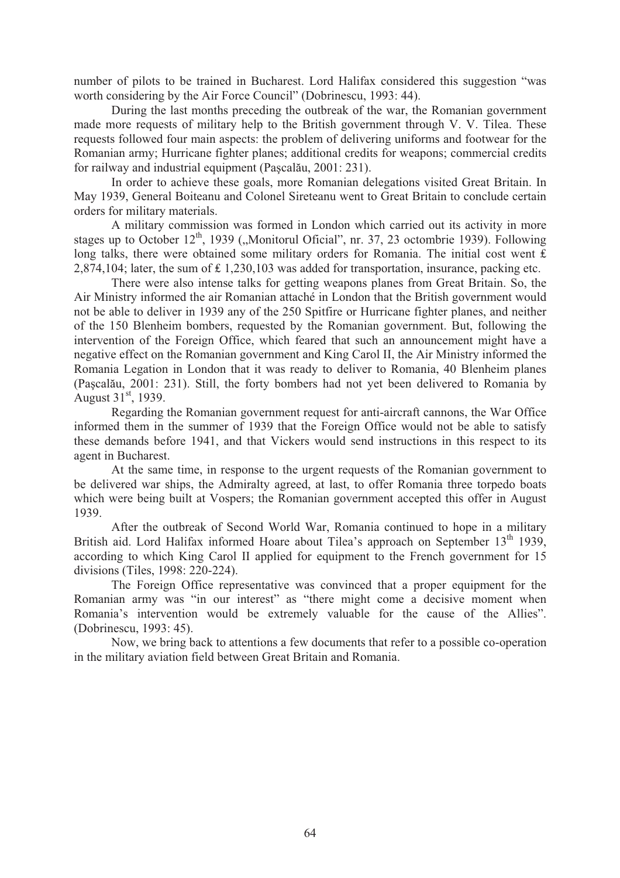number of pilots to be trained in Bucharest. Lord Halifax considered this suggestion "was worth considering by the Air Force Council" (Dobrinescu, 1993: 44).

During the last months preceding the outbreak of the war, the Romanian government made more requests of military help to the British government through V. V. Tilea. These requests followed four main aspects: the problem of delivering uniforms and footwear for the Romanian army; Hurricane fighter planes; additional credits for weapons; commercial credits for railway and industrial equipment (Paşcalău, 2001: 231).

In order to achieve these goals, more Romanian delegations visited Great Britain. In May 1939, General Boiteanu and Colonel Sireteanu went to Great Britain to conclude certain orders for military materials.

A military commission was formed in London which carried out its activity in more stages up to October 12th, 1939 („Monitorul Oficial", nr. 37, 23 octombrie 1939). Following long talks, there were obtained some military orders for Romania. The initial cost went £ 2,874,104; later, the sum of £ 1,230,103 was added for transportation, insurance, packing etc.

There were also intense talks for getting weapons planes from Great Britain. So, the Air Ministry informed the air Romanian attaché in London that the British government would not be able to deliver in 1939 any of the 250 Spitfire or Hurricane fighter planes, and neither of the 150 Blenheim bombers, requested by the Romanian government. But, following the intervention of the Foreign Office, which feared that such an announcement might have a negative effect on the Romanian government and King Carol II, the Air Ministry informed the Romania Legation in London that it was ready to deliver to Romania, 40 Blenheim planes (Paşcalău, 2001: 231). Still, the forty bombers had not yet been delivered to Romania by August 31st, 1939.

Regarding the Romanian government request for anti-aircraft cannons, the War Office informed them in the summer of 1939 that the Foreign Office would not be able to satisfy these demands before 1941, and that Vickers would send instructions in this respect to its agent in Bucharest.

At the same time, in response to the urgent requests of the Romanian government to be delivered war ships, the Admiralty agreed, at last, to offer Romania three torpedo boats which were being built at Vospers; the Romanian government accepted this offer in August 1939.

After the outbreak of Second World War, Romania continued to hope in a military British aid. Lord Halifax informed Hoare about Tilea's approach on September 13th 1939, according to which King Carol II applied for equipment to the French government for 15 divisions (Tiles, 1998: 220-224).

The Foreign Office representative was convinced that a proper equipment for the Romanian army was "in our interest" as "there might come a decisive moment when Romania's intervention would be extremely valuable for the cause of the Allies". (Dobrinescu, 1993: 45).

Now, we bring back to attentions a few documents that refer to a possible co-operation in the military aviation field between Great Britain and Romania.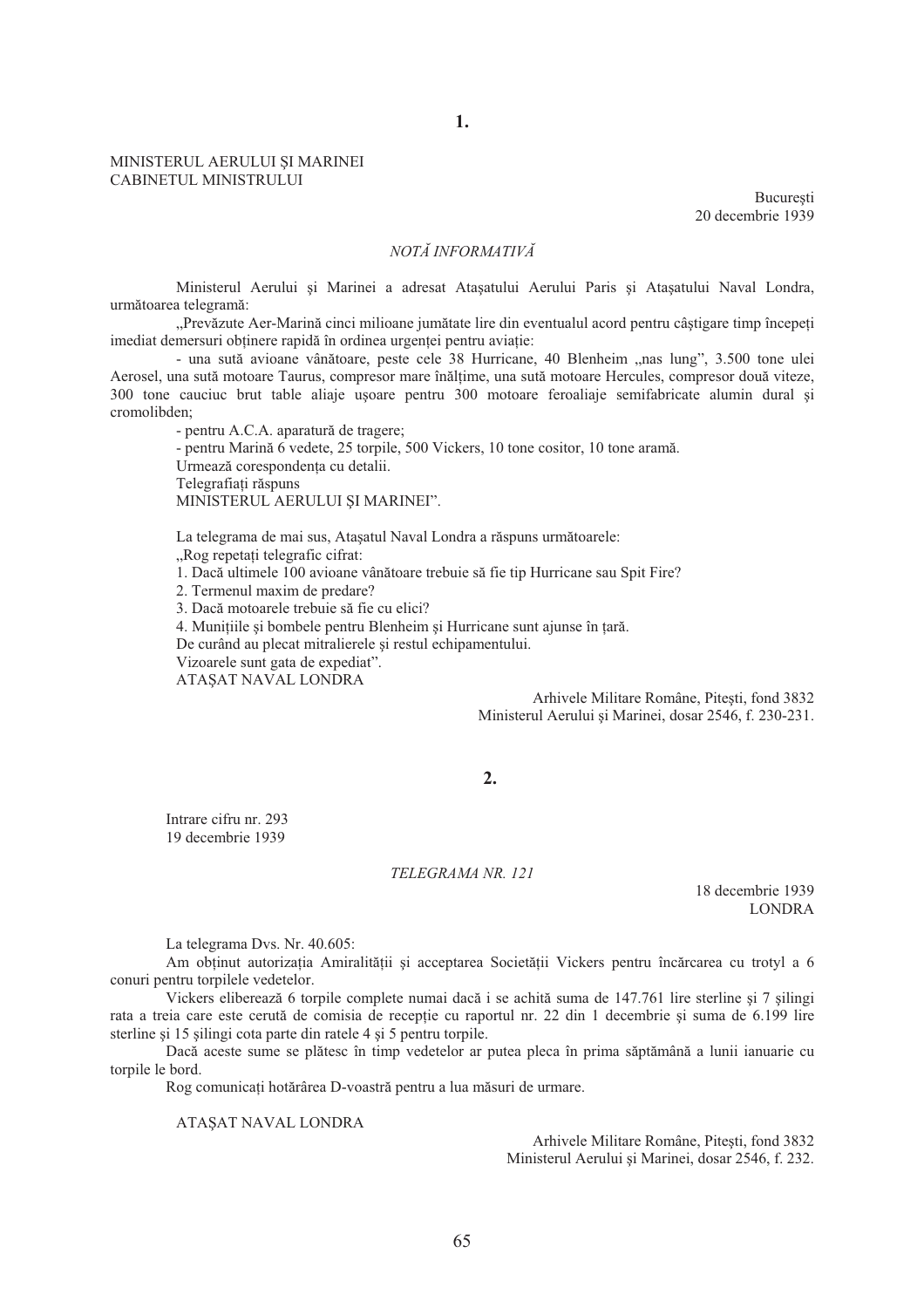## 1.

MINISTERUL AERULUI ŞI MARINEI
CABINETUL MINISTRULUI

București
20 decembrie 1939

*NOTĂ INFORMATIVĂ*

Ministerul Aerului şi Marinei a adresat Ataşatului Aerului Paris şi Ataşatului Naval Londra, următoarea telegramă:

„Prevăzute Aer-Marină cinci milioane jumătate lire din eventualul acord pentru câştigare timp începeţi imediat demersuri obţinere rapidă în ordinea urgenţei pentru aviaţie:

- una sută avioane vânătoare, peste cele 38 Hurricane, 40 Blenheim „nas lung", 3.500 tone ulei Aerosel, una sută motoare Taurus, compresor mare înălţime, una sută motoare Hercules, compresor două viteze, 300 tone cauciuc brut table aliaje uşoare pentru 300 motoare feroaliaje semifabricate alumin dural şi cromolibden;
- pentru A.C.A. aparatură de tragere;
- pentru Marină 6 vedete, 25 torpile, 500 Vickers, 10 tone cositor, 10 tone aramă.

Urmează corespondenţa cu detalii.
Telegrafiaţi răspuns
MINISTERUL AERULUI ŞI MARINEI".

La telegrama de mai sus, Ataşatul Naval Londra a răspuns următoarele:
„Rog repetaţi telegrafic cifrat:
1. Dacă ultimele 100 avioane vânătoare trebuie să fie tip Hurricane sau Spit Fire?
2. Termenul maxim de predare?
3. Dacă motoarele trebuie să fie cu elici?
4. Muniţiile şi bombele pentru Blenheim şi Hurricane sunt ajunse în ţară.
De curând au plecat mitralierele şi restul echipamentului.
Vizoarele sunt gata de expediat".
ATAŞAT NAVAL LONDRA

Arhivele Militare Române, Piteşti, fond 3832
Ministerul Aerului şi Marinei, dosar 2546, f. 230-231.

## 2.

Intrare cifru nr. 293
19 decembrie 1939

*TELEGRAMA NR. 121*

18 decembrie 1939
LONDRA

La telegrama Dvs. Nr. 40.605:

Am obţinut autorizaţia Amiralităţii şi acceptarea Societăţii Vickers pentru încărcarea cu trotyl a 6 conuri pentru torpilele vedetelor.

Vickers eliberează 6 torpile complete numai dacă i se achită suma de 147.761 lire sterline şi 7 şilingi rata a treia care este cerută de comisia de recepţie cu raportul nr. 22 din 1 decembrie şi suma de 6.199 lire sterline şi 15 şilingi cota parte din ratele 4 şi 5 pentru torpile.

Dacă aceste sume se plătesc în timp vedetelor ar putea pleca în prima săptămână a lunii ianuarie cu torpile le bord.

Rog comunicaţi hotărârea D-voastră pentru a lua măsuri de urmare.

ATAŞAT NAVAL LONDRA

Arhivele Militare Române, Piteşti, fond 3832
Ministerul Aerului şi Marinei, dosar 2546, f. 232.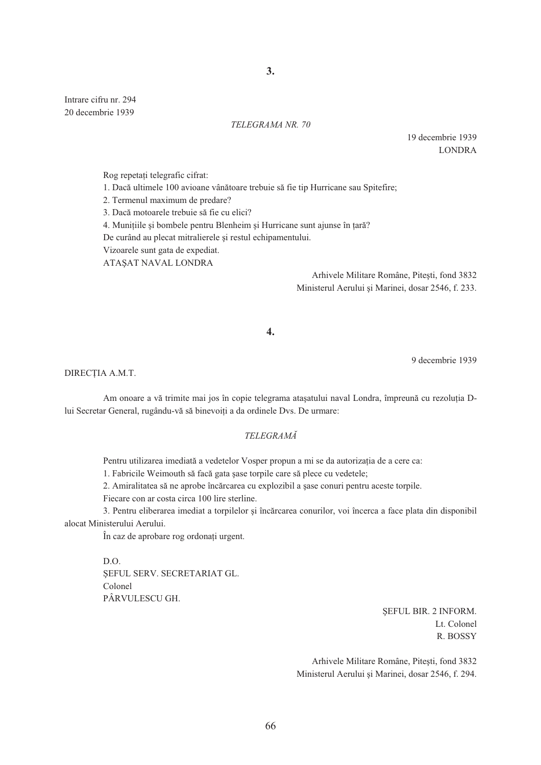## 3.

Intrare cifru nr. 294
20 decembrie 1939

*TELEGRAMA NR. 70*

19 decembrie 1939
LONDRA

Rog repetați telegrafic cifrat:

1. Dacă ultimele 100 avioane vânătoare trebuie să fie tip Hurricane sau Spitefire;
2. Termenul maximum de predare?
3. Dacă motoarele trebuie să fie cu elici?
4. Munițiile și bombele pentru Blenheim și Hurricane sunt ajunse în țară?

De curând au plecat mitralierele și restul echipamentului.
Vizoarele sunt gata de expediat.
ATAȘAT NAVAL LONDRA

Arhivele Militare Române, Pitești, fond 3832
Ministerul Aerului și Marinei, dosar 2546, f. 233.

## 4.

9 decembrie 1939

DIRECȚIA A.M.T.

Am onoare a vă trimite mai jos în copie telegrama atașatului naval Londra, împreună cu rezoluția D-lui Secretar General, rugându-vă să binevoiți a da ordinele Dvs. De urmare:

*TELEGRAMĂ*

Pentru utilizarea imediată a vedetelor Vosper propun a mi se da autorizația de a cere ca:

1. Fabricile Weimouth să facă gata șase torpile care să plece cu vedetele;
2. Amiralitatea să ne aprobe încărcarea cu explozibil a șase conuri pentru aceste torpile.

Fiecare con ar costa circa 100 lire sterline.

3. Pentru eliberarea imediat a torpilelor și încărcarea conurilor, voi încerca a face plata din disponibil alocat Ministerului Aerului.

În caz de aprobare rog ordonați urgent.

D.O.
ȘEFUL SERV. SECRETARIAT GL.
Colonel
PÂRVULESCU GH.

ȘEFUL BIR. 2 INFORM.
Lt. Colonel
R. BOSSY

Arhivele Militare Române, Pitești, fond 3832
Ministerul Aerului și Marinei, dosar 2546, f. 294.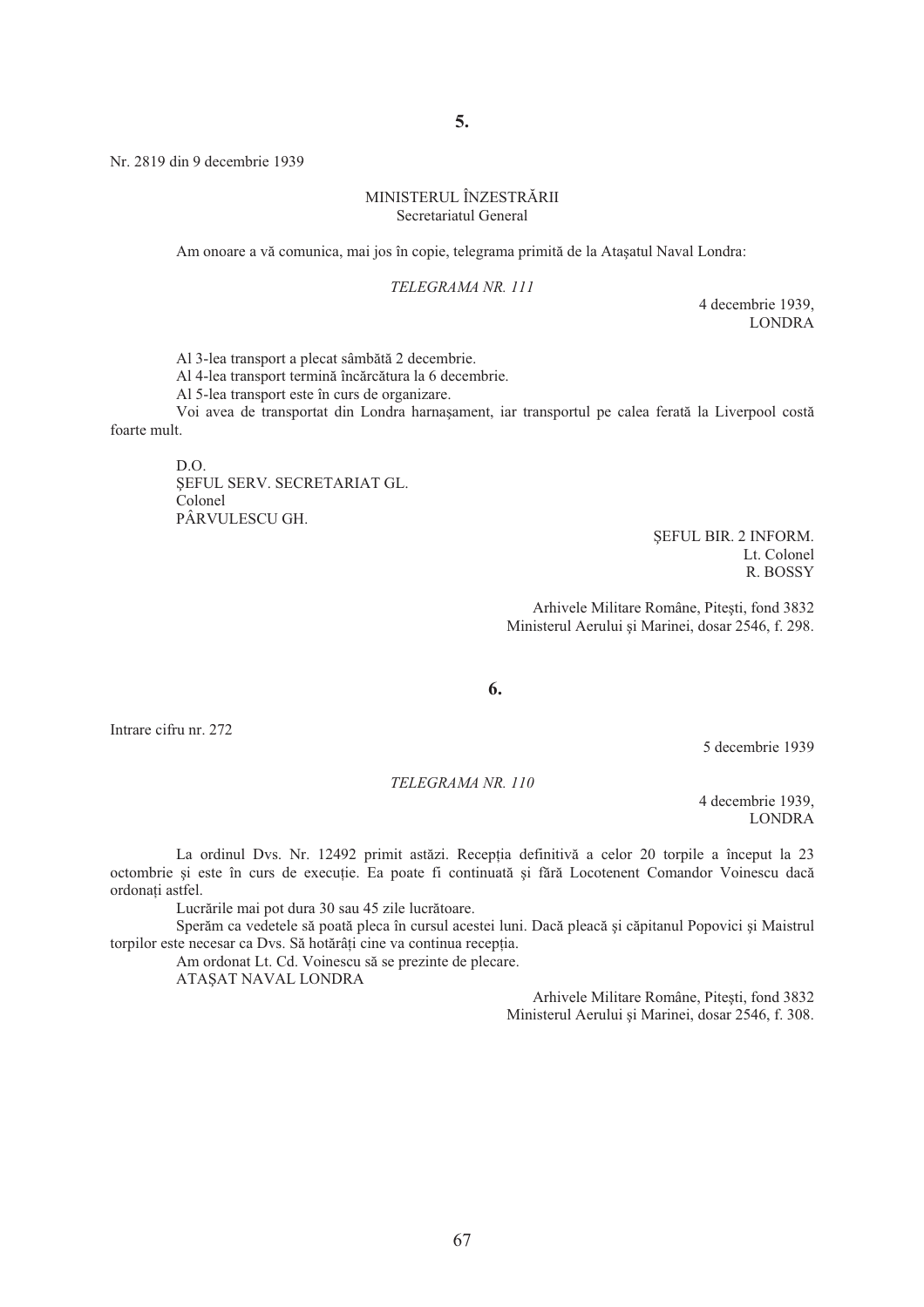## 5.

Nr. 2819 din 9 decembrie 1939

MINISTERUL ÎNZESTRĂRII
Secretariatul General

Am onoare a vă comunica, mai jos în copie, telegrama primită de la Atașatul Naval Londra:

*TELEGRAMA NR. 111*

4 decembrie 1939,
LONDRA

Al 3-lea transport a plecat sâmbătă 2 decembrie.
Al 4-lea transport termină încărcătura la 6 decembrie.
Al 5-lea transport este în curs de organizare.
Voi avea de transportat din Londra harnașament, iar transportul pe calea ferată la Liverpool costă foarte mult.

D.O.
ȘEFUL SERV. SECRETARIAT GL.
Colonel
PÂRVULESCU GH.

ȘEFUL BIR. 2 INFORM.
Lt. Colonel
R. BOSSY

Arhivele Militare Române, Pitești, fond 3832
Ministerul Aerului și Marinei, dosar 2546, f. 298.

## 6.

Intrare cifru nr. 272

5 decembrie 1939

*TELEGRAMA NR. 110*

4 decembrie 1939,
LONDRA

La ordinul Dvs. Nr. 12492 primit astăzi. Recepția definitivă a celor 20 torpile a început la 23 octombrie și este în curs de execuție. Ea poate fi continuată și fără Locotenent Comandor Voinescu dacă ordonați astfel.

Lucrările mai pot dura 30 sau 45 zile lucrătoare.

Sperăm ca vedetele să poată pleca în cursul acestei luni. Dacă pleacă și căpitanul Popovici și Maistrul torpilor este necesar ca Dvs. Să hotărâți cine va continua recepția.

Am ordonat Lt. Cd. Voinescu să se prezinte de plecare.

ATAȘAT NAVAL LONDRA

Arhivele Militare Române, Pitești, fond 3832
Ministerul Aerului și Marinei, dosar 2546, f. 308.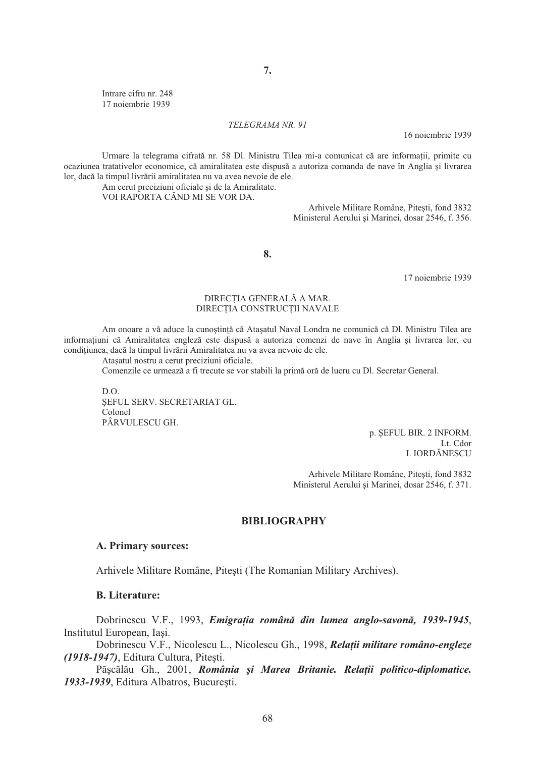**7.**

Intrare cifru nr. 248
17 noiembrie 1939

*TELEGRAMA NR. 91*

16 noiembrie 1939

Urmare la telegrama cifrată nr. 58 Dl. Ministru Tilea mi-a comunicat că are informații, primite cu ocaziunea tratativelor economice, că amiralitatea este dispusă a autoriza comanda de nave în Anglia și livrarea lor, dacă la timpul livrării amiralitatea nu va avea nevoie de ele.

Am cerut preciziuni oficiale și de la Amiralitate.

VOI RAPORTA CÂND MI SE VOR DA.

Arhivele Militare Române, Pitești, fond 3832
Ministerul Aerului și Marinei, dosar 2546, f. 356.

**8.**

17 noiembrie 1939

DIRECȚIA GENERALĂ A MAR.
DIRECȚIA CONSTRUCȚII NAVALE

Am onoare a vă aduce la cunoștință că Atașatul Naval Londra ne comunică că Dl. Ministru Tilea are informațiuni că Amiralitatea engleză este dispusă a autoriza comenzi de nave în Anglia și livrarea lor, cu condițiunea, dacă la timpul livrării Amiralitatea nu va avea nevoie de ele.

Atașatul nostru a cerut preciziuni oficiale.

Comenzile ce urmează a fi trecute se vor stabili la primă oră de lucru cu Dl. Secretar General.

D.O.
ȘEFUL SERV. SECRETARIAT GL.
Colonel
PÂRVULESCU GH.

p. ȘEFUL BIR. 2 INFORM.
Lt. Cdor
I. IORDĂNESCU

Arhivele Militare Române, Pitești, fond 3832
Ministerul Aerului și Marinei, dosar 2546, f. 371.

## BIBLIOGRAPHY

### A. Primary sources:

Arhivele Militare Române, Pitești (The Romanian Military Archives).

### B. Literature:

Dobrinescu V.F., 1993, ***Emigrația română din lumea anglo-savonă, 1939-1945***, Institutul European, Iași.

Dobrinescu V.F., Nicolescu L., Nicolescu Gh., 1998, ***Relații militare româno-engleze (1918-1947)***, Editura Cultura, Pitești.

Pășcălău Gh., 2001, ***România și Marea Britanie. Relații politico-diplomatice. 1933-1939***, Editura Albatros, București.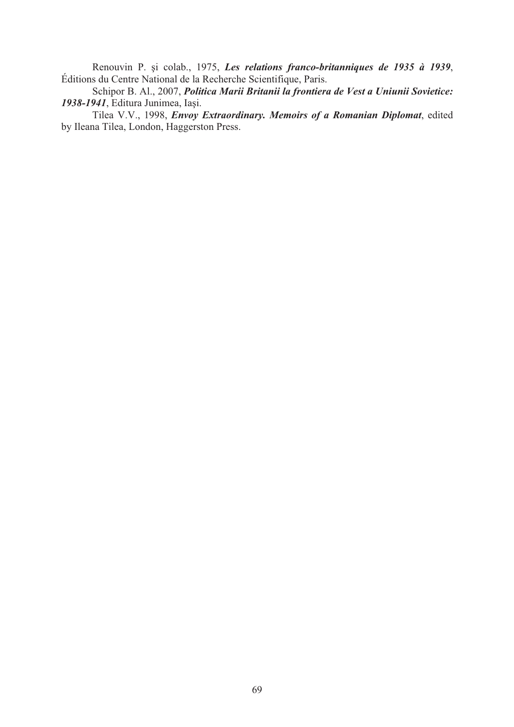Renouvin P. şi colab., 1975, ***Les relations franco-britanniques de 1935 à 1939***, Éditions du Centre National de la Recherche Scientifique, Paris.

Schipor B. Al., 2007, ***Politica Marii Britanii la frontiera de Vest a Uniunii Sovietice: 1938-1941***, Editura Junimea, Iaşi.

Tilea V.V., 1998, ***Envoy Extraordinary. Memoirs of a Romanian Diplomat***, edited by Ileana Tilea, London, Haggerston Press.